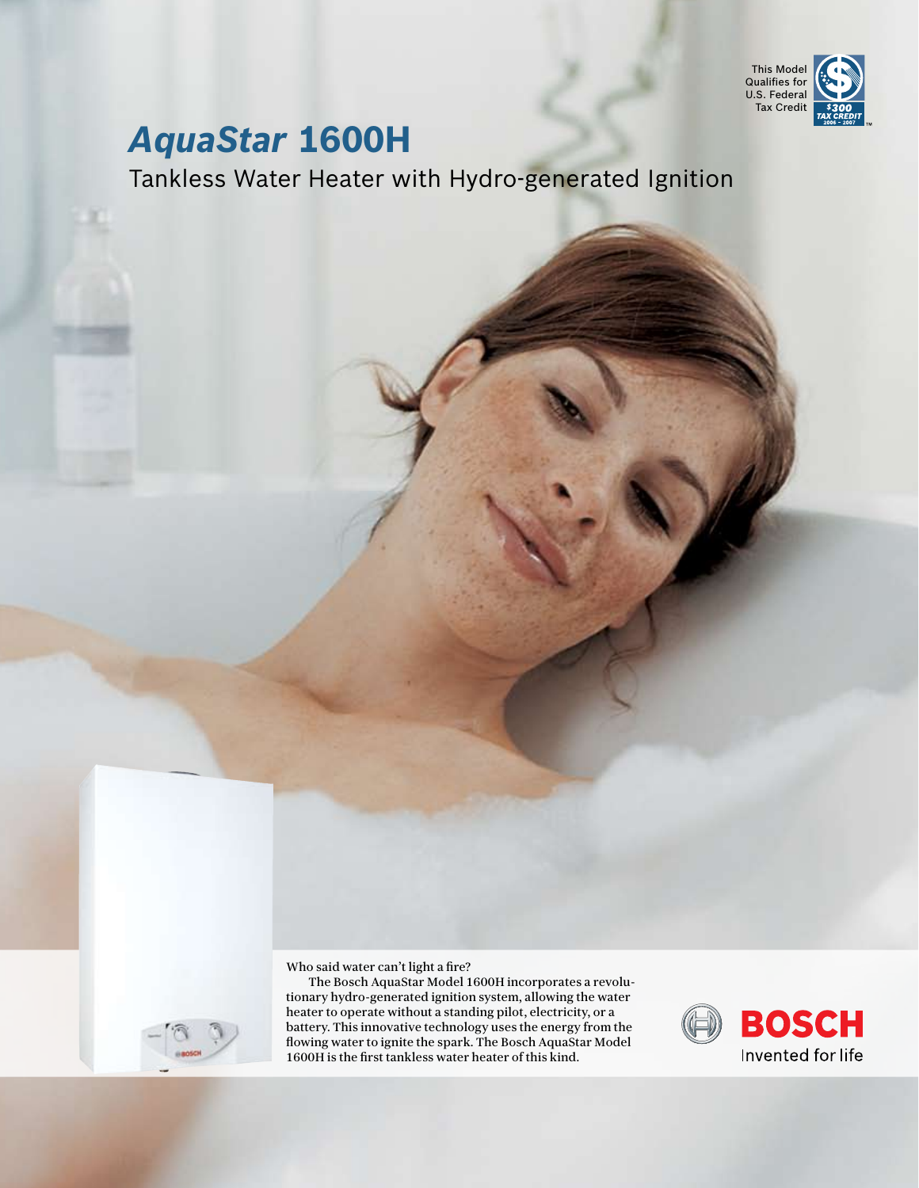This Model Qualifies for U.S. Federal Tax Credit

$300 TAX CREDIT 2006 – 2007

# *AquaStar* 1600H

## Tankless Water Heater with Hydro-generated Ignition

Who said water can't light a fire?

The Bosch AquaStar Model 1600H incorporates a revolutionary hydro-generated ignition system, allowing the water heater to operate without a standing pilot, electricity, or a battery. This innovative technology uses the energy from the flowing water to ignite the spark. The Bosch AquaStar Model 1600H is the first tankless water heater of this kind.

**BOSCH**
Invented for life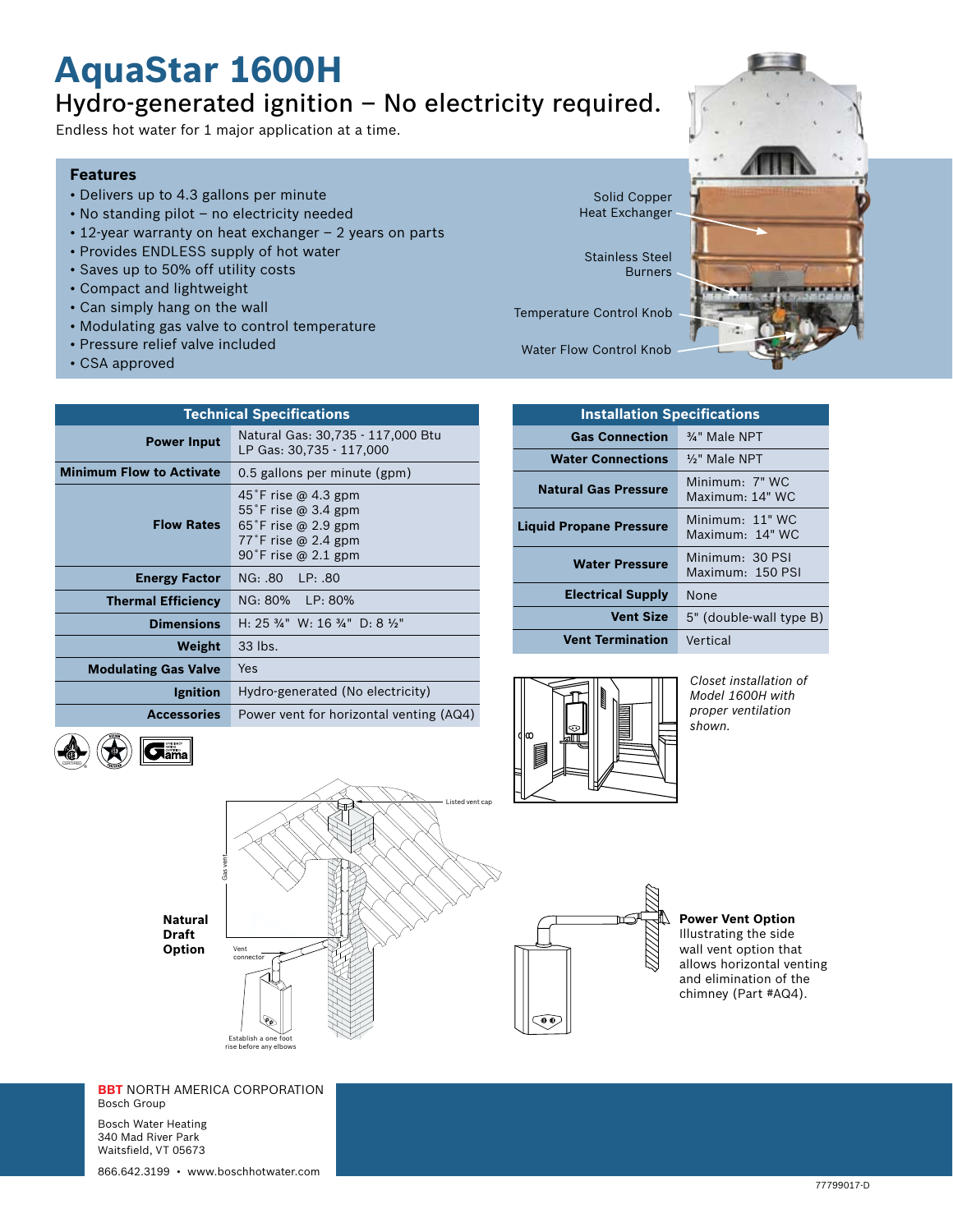# AquaStar 1600H

## Hydro-generated ignition – No electricity required.

Endless hot water for 1 major application at a time.

### Features

- Delivers up to 4.3 gallons per minute
- No standing pilot – no electricity needed
- 12-year warranty on heat exchanger – 2 years on parts
- Provides ENDLESS supply of hot water
- Saves up to 50% off utility costs
- Compact and lightweight
- Can simply hang on the wall
- Modulating gas valve to control temperature
- Pressure relief valve included
- CSA approved

Solid Copper Heat Exchanger

Stainless Steel Burners

Temperature Control Knob

Water Flow Control Knob

| Technical Specifications | |
|---|---|
| Power Input | Natural Gas: 30,735 - 117,000 Btu<br>LP Gas: 30,735 - 117,000 |
| Minimum Flow to Activate | 0.5 gallons per minute (gpm) |
| Flow Rates | 45˚F rise @ 4.3 gpm<br>55˚F rise @ 3.4 gpm<br>65˚F rise @ 2.9 gpm<br>77˚F rise @ 2.4 gpm<br>90˚F rise @ 2.1 gpm |
| Energy Factor | NG: .80 LP: .80 |
| Thermal Efficiency | NG: 80% LP: 80% |
| Dimensions | H: 25 ¾" W: 16 ¾" D: 8 ½" |
| Weight | 33 lbs. |
| Modulating Gas Valve | Yes |
| Ignition | Hydro-generated (No electricity) |
| Accessories | Power vent for horizontal venting (AQ4) |

| Installation Specifications | |
|---|---|
| Gas Connection | ¾" Male NPT |
| Water Connections | ½" Male NPT |
| Natural Gas Pressure | Minimum: 7" WC<br>Maximum: 14" WC |
| Liquid Propane Pressure | Minimum: 11" WC<br>Maximum: 14" WC |
| Water Pressure | Minimum: 30 PSI<br>Maximum: 150 PSI |
| Electrical Supply | None |
| Vent Size | 5" (double-wall type B) |
| Vent Termination | Vertical |

*Closet installation of Model 1600H with proper ventilation shown.*

**Natural Draft Option**

Listed vent cap

Gas vent

Vent connector

Establish a one foot rise before any elbows

**Power Vent Option**
Illustrating the side wall vent option that allows horizontal venting and elimination of the chimney (Part #AQ4).

**BBT** NORTH AMERICA CORPORATION
Bosch Group

Bosch Water Heating
340 Mad River Park
Waitsfield, VT 05673

866.642.3199 • www.boschhotwater.com

77799017-D